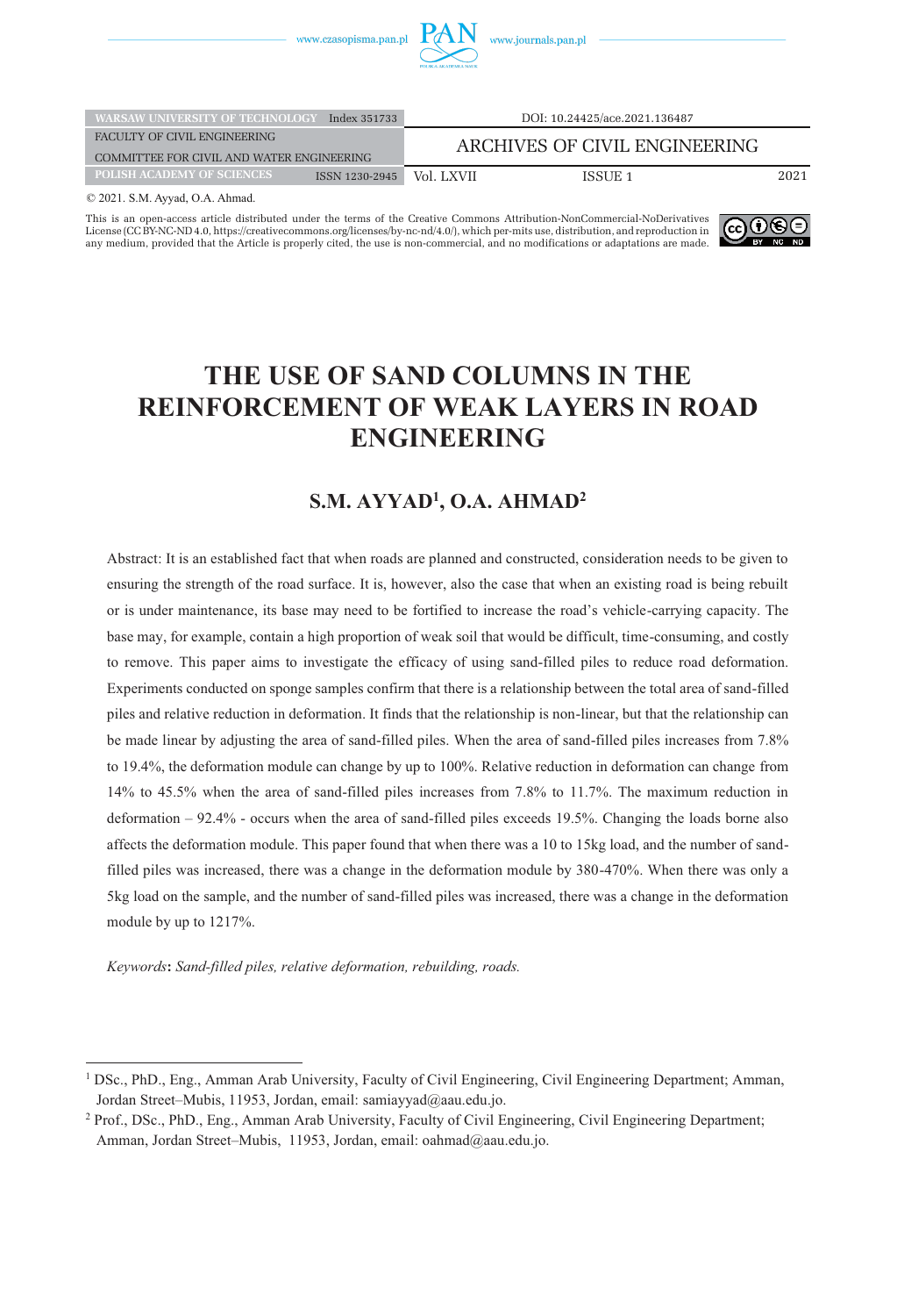| WARSAW UNIVERSITY OF TECHNOLOGY | Index 351733 | DOI: 10.24425/ace.2021.136487 | | |
|---|---|---|---|---|
| FACULTY OF CIVIL ENGINEERING | | ARCHIVES OF CIVIL ENGINEERING | | |
| COMMITTEE FOR CIVIL AND WATER ENGINEERING | | | | |
| POLISH ACADEMY OF SCIENCES | ISSN 1230-2945 | Vol. LXVII | ISSUE 1 | 2021 |

© 2021. S.M. Ayyad, O.A. Ahmad.

This is an open-access article distributed under the terms of the Creative Commons Attribution-NonCommercial-NoDerivatives License (CC BY-NC-ND 4.0, https://creativecommons.org/licenses/by-nc-nd/4.0/), which per-mits use, distribution, and reproduction in any medium, provided that the Article is properly cited, the use is non-commercial, and no modifications or adaptations are made.

# THE USE OF SAND COLUMNS IN THE REINFORCEMENT OF WEAK LAYERS IN ROAD ENGINEERING

## S.M. AYYAD[1], O.A. AHMAD[2]

Abstract: It is an established fact that when roads are planned and constructed, consideration needs to be given to ensuring the strength of the road surface. It is, however, also the case that when an existing road is being rebuilt or is under maintenance, its base may need to be fortified to increase the road's vehicle-carrying capacity. The base may, for example, contain a high proportion of weak soil that would be difficult, time-consuming, and costly to remove. This paper aims to investigate the efficacy of using sand-filled piles to reduce road deformation. Experiments conducted on sponge samples confirm that there is a relationship between the total area of sand-filled piles and relative reduction in deformation. It finds that the relationship is non-linear, but that the relationship can be made linear by adjusting the area of sand-filled piles. When the area of sand-filled piles increases from 7.8% to 19.4%, the deformation module can change by up to 100%. Relative reduction in deformation can change from 14% to 45.5% when the area of sand-filled piles increases from 7.8% to 11.7%. The maximum reduction in deformation – 92.4% - occurs when the area of sand-filled piles exceeds 19.5%. Changing the loads borne also affects the deformation module. This paper found that when there was a 10 to 15kg load, and the number of sand-filled piles was increased, there was a change in the deformation module by 380-470%. When there was only a 5kg load on the sample, and the number of sand-filled piles was increased, there was a change in the deformation module by up to 1217%.

*Keywords*: *Sand-filled piles, relative deformation, rebuilding, roads.*

---

[1] DSc., PhD., Eng., Amman Arab University, Faculty of Civil Engineering, Civil Engineering Department; Amman, Jordan Street–Mubis, 11953, Jordan, email: samiayyad@aau.edu.jo.

[2] Prof., DSc., PhD., Eng., Amman Arab University, Faculty of Civil Engineering, Civil Engineering Department; Amman, Jordan Street–Mubis, 11953, Jordan, email: oahmad@aau.edu.jo.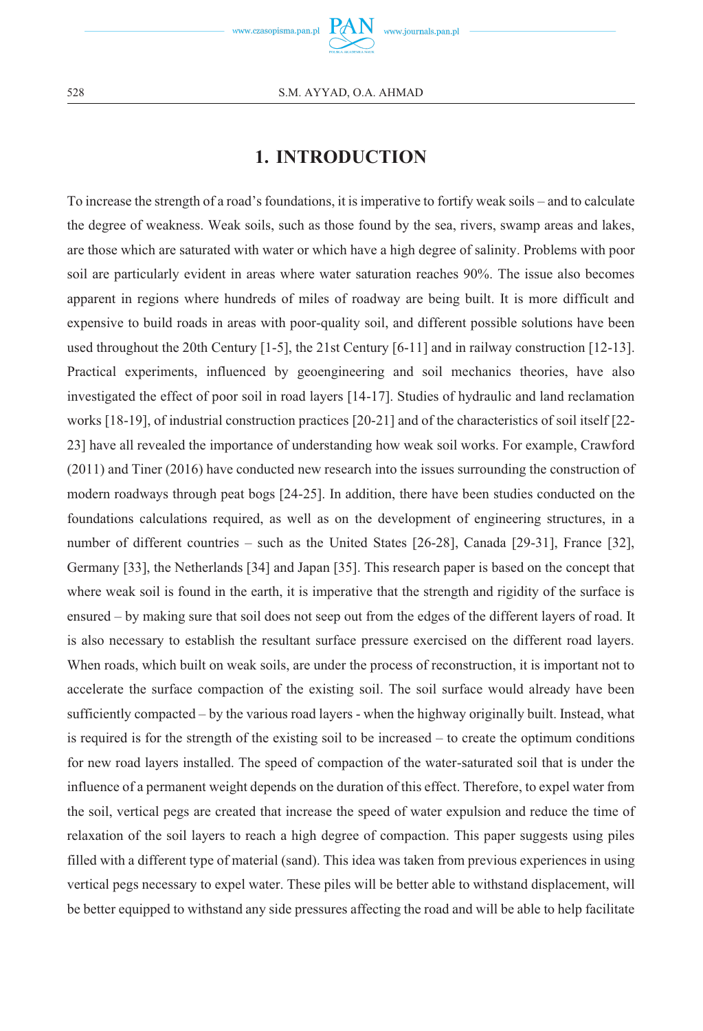# 1. INTRODUCTION

To increase the strength of a road's foundations, it is imperative to fortify weak soils – and to calculate the degree of weakness. Weak soils, such as those found by the sea, rivers, swamp areas and lakes, are those which are saturated with water or which have a high degree of salinity. Problems with poor soil are particularly evident in areas where water saturation reaches 90%. The issue also becomes apparent in regions where hundreds of miles of roadway are being built. It is more difficult and expensive to build roads in areas with poor-quality soil, and different possible solutions have been used throughout the 20th Century [1-5], the 21st Century [6-11] and in railway construction [12-13]. Practical experiments, influenced by geoengineering and soil mechanics theories, have also investigated the effect of poor soil in road layers [14-17]. Studies of hydraulic and land reclamation works [18-19], of industrial construction practices [20-21] and of the characteristics of soil itself [22-23] have all revealed the importance of understanding how weak soil works. For example, Crawford (2011) and Tiner (2016) have conducted new research into the issues surrounding the construction of modern roadways through peat bogs [24-25]. In addition, there have been studies conducted on the foundations calculations required, as well as on the development of engineering structures, in a number of different countries – such as the United States [26-28], Canada [29-31], France [32], Germany [33], the Netherlands [34] and Japan [35]. This research paper is based on the concept that where weak soil is found in the earth, it is imperative that the strength and rigidity of the surface is ensured – by making sure that soil does not seep out from the edges of the different layers of road. It is also necessary to establish the resultant surface pressure exercised on the different road layers. When roads, which built on weak soils, are under the process of reconstruction, it is important not to accelerate the surface compaction of the existing soil. The soil surface would already have been sufficiently compacted – by the various road layers - when the highway originally built. Instead, what is required is for the strength of the existing soil to be increased – to create the optimum conditions for new road layers installed. The speed of compaction of the water-saturated soil that is under the influence of a permanent weight depends on the duration of this effect. Therefore, to expel water from the soil, vertical pegs are created that increase the speed of water expulsion and reduce the time of relaxation of the soil layers to reach a high degree of compaction. This paper suggests using piles filled with a different type of material (sand). This idea was taken from previous experiences in using vertical pegs necessary to expel water. These piles will be better able to withstand displacement, will be better equipped to withstand any side pressures affecting the road and will be able to help facilitate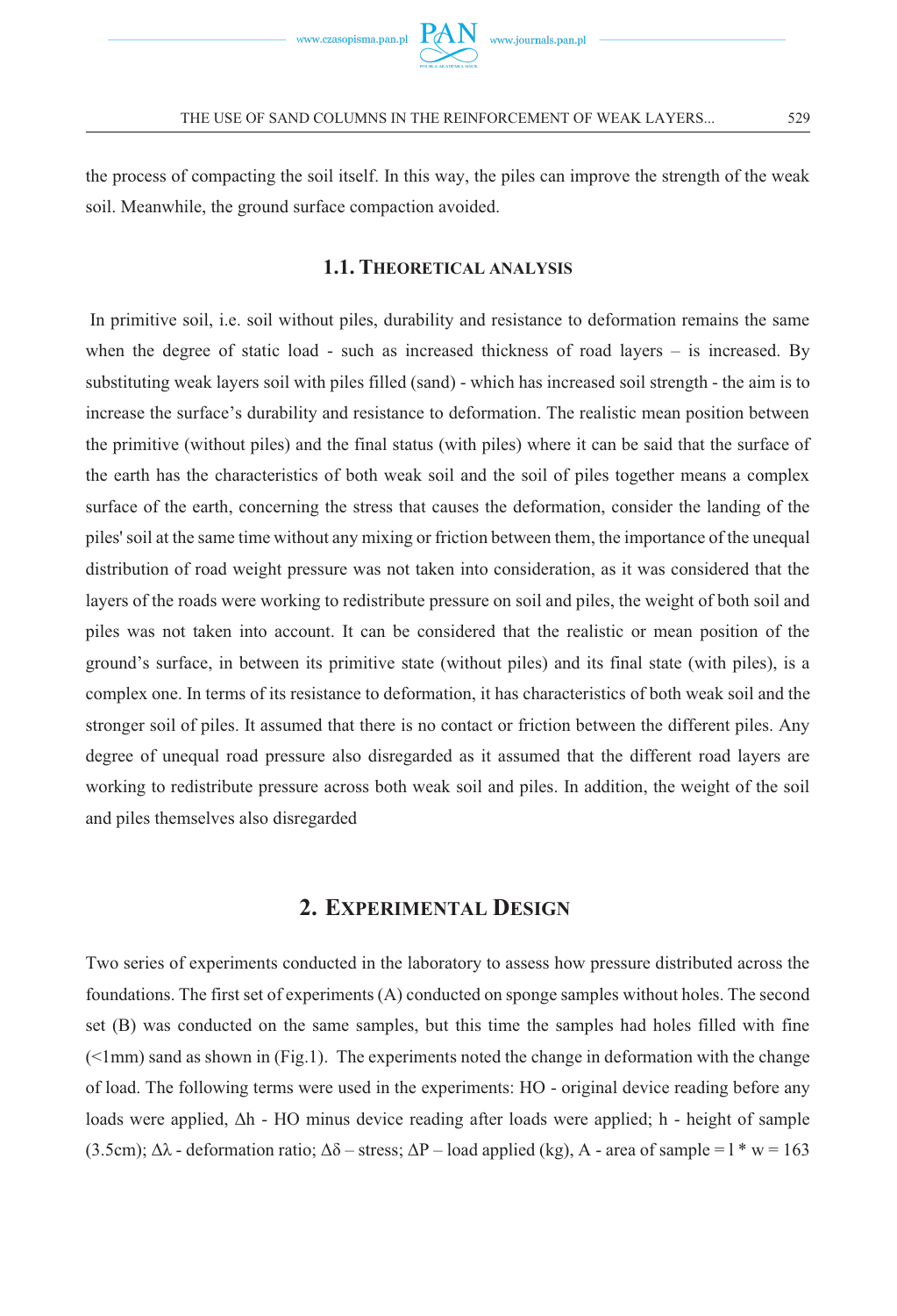the process of compacting the soil itself. In this way, the piles can improve the strength of the weak soil. Meanwhile, the ground surface compaction avoided.

### 1.1. Theoretical analysis

In primitive soil, i.e. soil without piles, durability and resistance to deformation remains the same when the degree of static load - such as increased thickness of road layers – is increased. By substituting weak layers soil with piles filled (sand) - which has increased soil strength - the aim is to increase the surface's durability and resistance to deformation. The realistic mean position between the primitive (without piles) and the final status (with piles) where it can be said that the surface of the earth has the characteristics of both weak soil and the soil of piles together means a complex surface of the earth, concerning the stress that causes the deformation, consider the landing of the piles' soil at the same time without any mixing or friction between them, the importance of the unequal distribution of road weight pressure was not taken into consideration, as it was considered that the layers of the roads were working to redistribute pressure on soil and piles, the weight of both soil and piles was not taken into account. It can be considered that the realistic or mean position of the ground's surface, in between its primitive state (without piles) and its final state (with piles), is a complex one. In terms of its resistance to deformation, it has characteristics of both weak soil and the stronger soil of piles. It assumed that there is no contact or friction between the different piles. Any degree of unequal road pressure also disregarded as it assumed that the different road layers are working to redistribute pressure across both weak soil and piles. In addition, the weight of the soil and piles themselves also disregarded

## 2. Experimental Design

Two series of experiments conducted in the laboratory to assess how pressure distributed across the foundations. The first set of experiments (A) conducted on sponge samples without holes. The second set (B) was conducted on the same samples, but this time the samples had holes filled with fine (<1mm) sand as shown in (Fig.1). The experiments noted the change in deformation with the change of load. The following terms were used in the experiments: HO - original device reading before any loads were applied, $\Delta h$ - HO minus device reading after loads were applied; h - height of sample (3.5cm); $\Delta\lambda$ - deformation ratio; $\Delta\delta$ – stress; $\Delta P$ – load applied (kg), A - area of sample = l * w = 163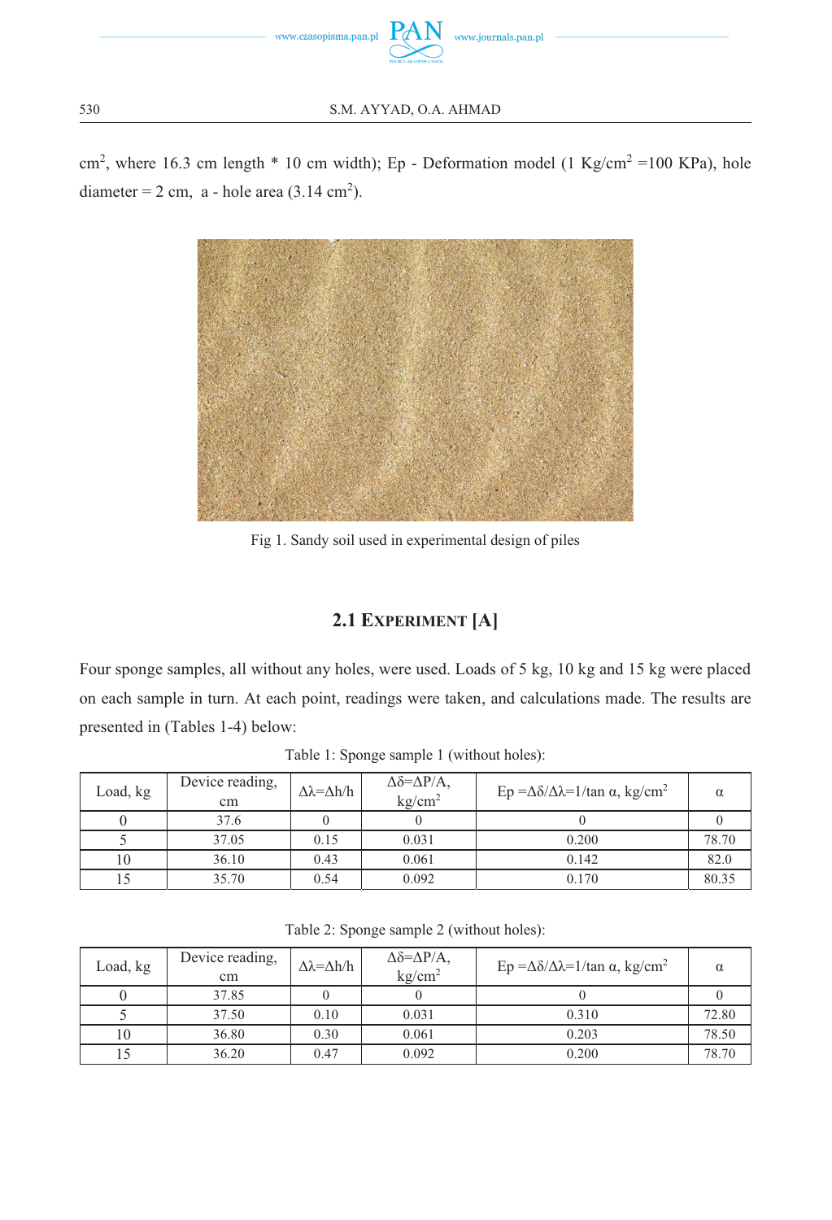cm$^2$, where 16.3 cm length * 10 cm width); Ep - Deformation model (1 Kg/cm$^2$ =100 KPa), hole diameter = 2 cm, a - hole area (3.14 cm$^2$).

Fig 1. Sandy soil used in experimental design of piles

## 2.1 Experiment [A]

Four sponge samples, all without any holes, were used. Loads of 5 kg, 10 kg and 15 kg were placed on each sample in turn. At each point, readings were taken, and calculations made. The results are presented in (Tables 1-4) below:

Table 1: Sponge sample 1 (without holes):

| Load, kg | Device reading, cm | $\Delta\lambda=\Delta h/h$ | $\Delta\delta=\Delta P/A$, kg/cm$^2$ | Ep $=\Delta\delta/\Delta\lambda=1/\tan\alpha$, kg/cm$^2$ | $\alpha$ |
|---|---|---|---|---|---|
| 0 | 37.6 | 0 | 0 | 0 | 0 |
| 5 | 37.05 | 0.15 | 0.031 | 0.200 | 78.70 |
| 10 | 36.10 | 0.43 | 0.061 | 0.142 | 82.0 |
| 15 | 35.70 | 0.54 | 0.092 | 0.170 | 80.35 |

Table 2: Sponge sample 2 (without holes):

| Load, kg | Device reading, cm | $\Delta\lambda=\Delta h/h$ | $\Delta\delta=\Delta P/A$, kg/cm$^2$ | Ep $=\Delta\delta/\Delta\lambda=1/\tan\alpha$, kg/cm$^2$ | $\alpha$ |
|---|---|---|---|---|---|
| 0 | 37.85 | 0 | 0 | 0 | 0 |
| 5 | 37.50 | 0.10 | 0.031 | 0.310 | 72.80 |
| 10 | 36.80 | 0.30 | 0.061 | 0.203 | 78.50 |
| 15 | 36.20 | 0.47 | 0.092 | 0.200 | 78.70 |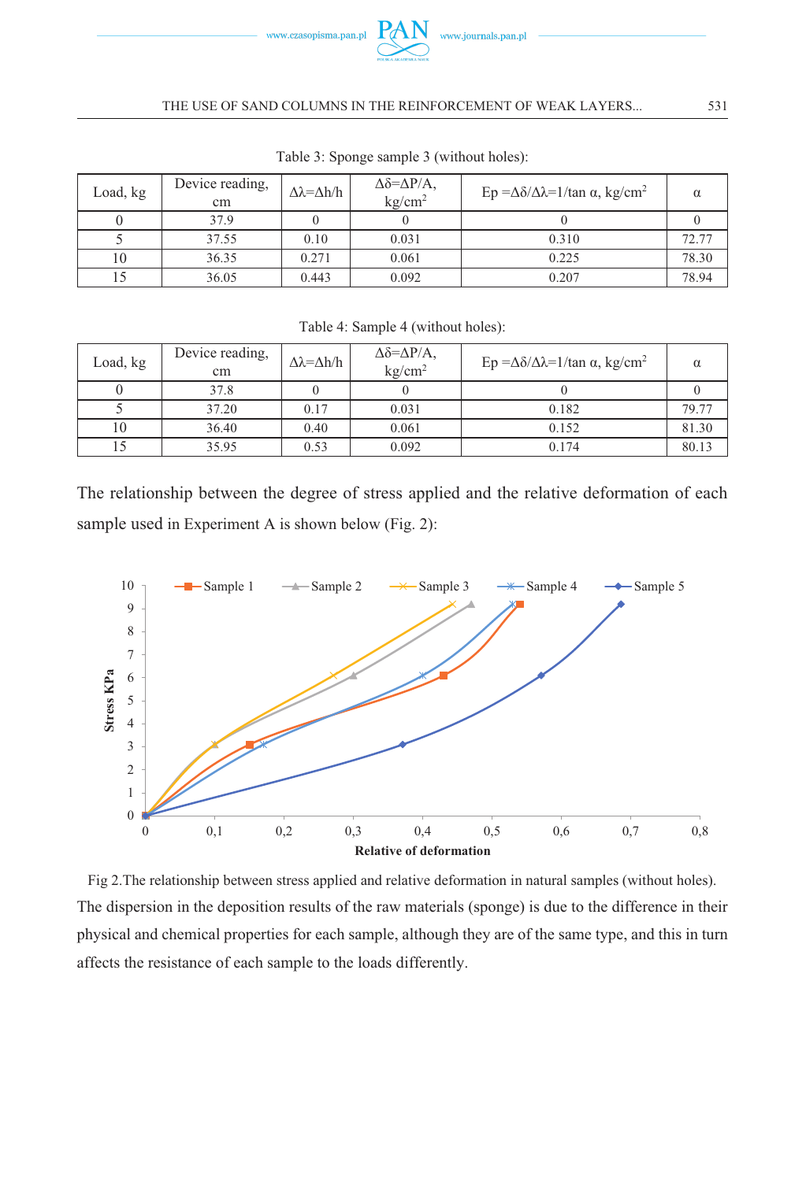Table 3: Sponge sample 3 (without holes):

| Load, kg | Device reading, cm | $\Delta\lambda=\Delta h/h$ | $\Delta\delta=\Delta P/A$, kg/cm$^2$ | Ep $=\Delta\delta/\Delta\lambda=1/\tan\alpha$, kg/cm$^2$ | $\alpha$ |
|---|---|---|---|---|---|
| 0 | 37.9 | 0 | 0 | 0 | 0 |
| 5 | 37.55 | 0.10 | 0.031 | 0.310 | 72.77 |
| 10 | 36.35 | 0.271 | 0.061 | 0.225 | 78.30 |
| 15 | 36.05 | 0.443 | 0.092 | 0.207 | 78.94 |

Table 4: Sample 4 (without holes):

| Load, kg | Device reading, cm | $\Delta\lambda=\Delta h/h$ | $\Delta\delta=\Delta P/A$, kg/cm$^2$ | Ep $=\Delta\delta/\Delta\lambda=1/\tan\alpha$, kg/cm$^2$ | $\alpha$ |
|---|---|---|---|---|---|
| 0 | 37.8 | 0 | 0 | 0 | 0 |
| 5 | 37.20 | 0.17 | 0.031 | 0.182 | 79.77 |
| 10 | 36.40 | 0.40 | 0.061 | 0.152 | 81.30 |
| 15 | 35.95 | 0.53 | 0.092 | 0.174 | 80.13 |

The relationship between the degree of stress applied and the relative deformation of each sample used in Experiment A is shown below (Fig. 2):

Fig 2.The relationship between stress applied and relative deformation in natural samples (without holes).

The dispersion in the deposition results of the raw materials (sponge) is due to the difference in their physical and chemical properties for each sample, although they are of the same type, and this in turn affects the resistance of each sample to the loads differently.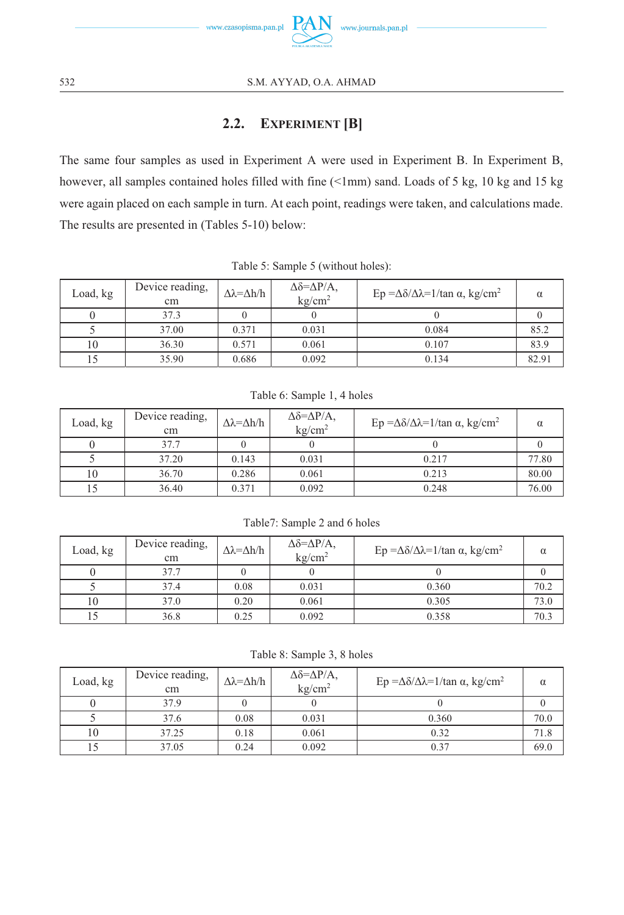## 2.2. Experiment [B]

The same four samples as used in Experiment A were used in Experiment B. In Experiment B, however, all samples contained holes filled with fine (<1mm) sand. Loads of 5 kg, 10 kg and 15 kg were again placed on each sample in turn. At each point, readings were taken, and calculations made. The results are presented in (Tables 5-10) below:

Table 5: Sample 5 (without holes):

| Load, kg | Device reading, cm | $\Delta\lambda=\Delta h/h$ | $\Delta\delta=\Delta P/A$, kg/cm$^2$ | Ep $=\Delta\delta/\Delta\lambda=1/\tan\alpha$, kg/cm$^2$ | $\alpha$ |
|---|---|---|---|---|---|
| 0 | 37.3 | 0 | 0 | 0 | 0 |
| 5 | 37.00 | 0.371 | 0.031 | 0.084 | 85.2 |
| 10 | 36.30 | 0.571 | 0.061 | 0.107 | 83.9 |
| 15 | 35.90 | 0.686 | 0.092 | 0.134 | 82.91 |

Table 6: Sample 1, 4 holes

| Load, kg | Device reading, cm | $\Delta\lambda=\Delta h/h$ | $\Delta\delta=\Delta P/A$, kg/cm$^2$ | Ep $=\Delta\delta/\Delta\lambda=1/\tan\alpha$, kg/cm$^2$ | $\alpha$ |
|---|---|---|---|---|---|
| 0 | 37.7 | 0 | 0 | 0 | 0 |
| 5 | 37.20 | 0.143 | 0.031 | 0.217 | 77.80 |
| 10 | 36.70 | 0.286 | 0.061 | 0.213 | 80.00 |
| 15 | 36.40 | 0.371 | 0.092 | 0.248 | 76.00 |

Table7: Sample 2 and 6 holes

| Load, kg | Device reading, cm | $\Delta\lambda=\Delta h/h$ | $\Delta\delta=\Delta P/A$, kg/cm$^2$ | Ep $=\Delta\delta/\Delta\lambda=1/\tan\alpha$, kg/cm$^2$ | $\alpha$ |
|---|---|---|---|---|---|
| 0 | 37.7 | 0 | 0 | 0 | 0 |
| 5 | 37.4 | 0.08 | 0.031 | 0.360 | 70.2 |
| 10 | 37.0 | 0.20 | 0.061 | 0.305 | 73.0 |
| 15 | 36.8 | 0.25 | 0.092 | 0.358 | 70.3 |

Table 8: Sample 3, 8 holes

| Load, kg | Device reading, cm | $\Delta\lambda=\Delta h/h$ | $\Delta\delta=\Delta P/A$, kg/cm$^2$ | Ep $=\Delta\delta/\Delta\lambda=1/\tan\alpha$, kg/cm$^2$ | $\alpha$ |
|---|---|---|---|---|---|
| 0 | 37.9 | 0 | 0 | 0 | 0 |
| 5 | 37.6 | 0.08 | 0.031 | 0.360 | 70.0 |
| 10 | 37.25 | 0.18 | 0.061 | 0.32 | 71.8 |
| 15 | 37.05 | 0.24 | 0.092 | 0.37 | 69.0 |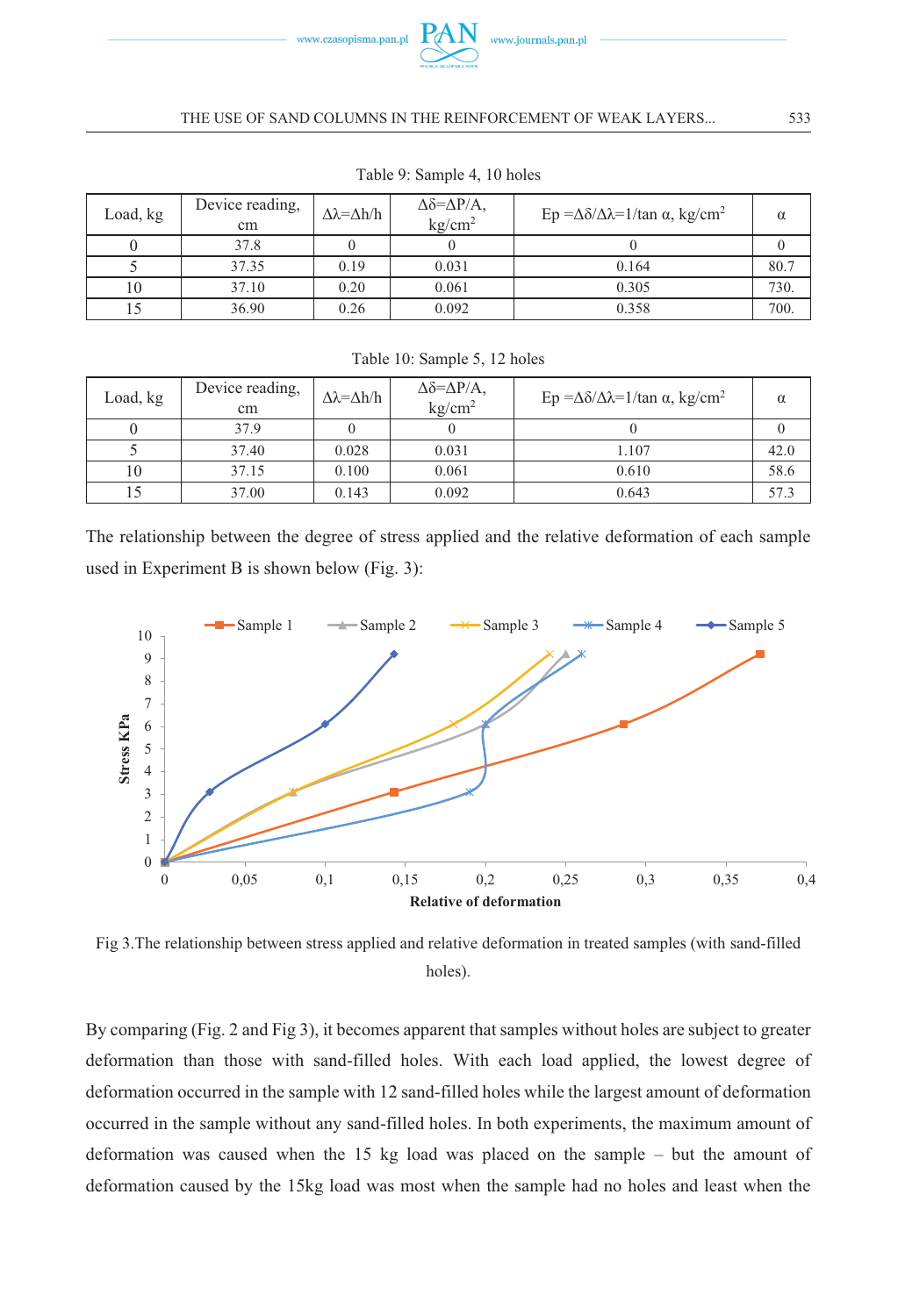Table 9: Sample 4, 10 holes

| Load, kg | Device reading, cm | $\Delta\lambda=\Delta h/h$ | $\Delta\delta=\Delta P/A$, kg/cm$^2$ | Ep $=\Delta\delta/\Delta\lambda=1/\tan\alpha$, kg/cm$^2$ | $\alpha$ |
|---|---|---|---|---|---|
| 0 | 37.8 | 0 | 0 | 0 | 0 |
| 5 | 37.35 | 0.19 | 0.031 | 0.164 | 80.7 |
| 10 | 37.10 | 0.20 | 0.061 | 0.305 | 730. |
| 15 | 36.90 | 0.26 | 0.092 | 0.358 | 700. |

Table 10: Sample 5, 12 holes

| Load, kg | Device reading, cm | $\Delta\lambda=\Delta h/h$ | $\Delta\delta=\Delta P/A$, kg/cm$^2$ | Ep $=\Delta\delta/\Delta\lambda=1/\tan\alpha$, kg/cm$^2$ | $\alpha$ |
|---|---|---|---|---|---|
| 0 | 37.9 | 0 | 0 | 0 | 0 |
| 5 | 37.40 | 0.028 | 0.031 | 1.107 | 42.0 |
| 10 | 37.15 | 0.100 | 0.061 | 0.610 | 58.6 |
| 15 | 37.00 | 0.143 | 0.092 | 0.643 | 57.3 |

The relationship between the degree of stress applied and the relative deformation of each sample used in Experiment B is shown below (Fig. 3):

Fig 3.The relationship between stress applied and relative deformation in treated samples (with sand-filled holes).

By comparing (Fig. 2 and Fig 3), it becomes apparent that samples without holes are subject to greater deformation than those with sand-filled holes. With each load applied, the lowest degree of deformation occurred in the sample with 12 sand-filled holes while the largest amount of deformation occurred in the sample without any sand-filled holes. In both experiments, the maximum amount of deformation was caused when the 15 kg load was placed on the sample – but the amount of deformation caused by the 15kg load was most when the sample had no holes and least when the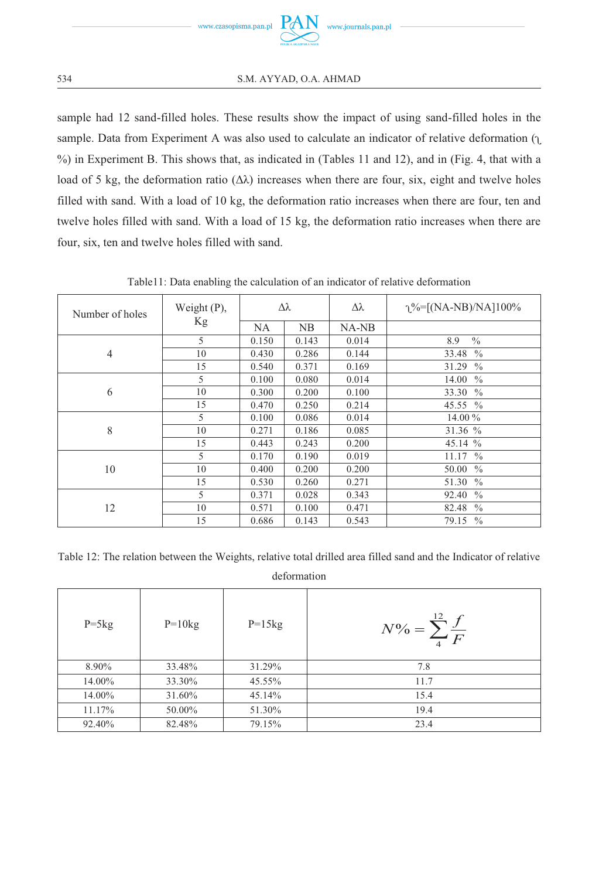sample had 12 sand-filled holes. These results show the impact of using sand-filled holes in the sample. Data from Experiment A was also used to calculate an indicator of relative deformation (ʅ %) in Experiment B. This shows that, as indicated in (Tables 11 and 12), and in (Fig. 4, that with a load of 5 kg, the deformation ratio (Δλ) increases when there are four, six, eight and twelve holes filled with sand. With a load of 10 kg, the deformation ratio increases when there are four, ten and twelve holes filled with sand. With a load of 15 kg, the deformation ratio increases when there are four, six, ten and twelve holes filled with sand.

Table11: Data enabling the calculation of an indicator of relative deformation

| Number of holes | Weight (P), Kg | Δλ | | Δλ | ʅ%=[(NA-NB)/NA]100% |
|---|---|---|---|---|---|
| | | NA | NB | NA-NB | |
| 4 | 5 | 0.150 | 0.143 | 0.014 | 8.9 % |
| | 10 | 0.430 | 0.286 | 0.144 | 33.48 % |
| | 15 | 0.540 | 0.371 | 0.169 | 31.29 % |
| 6 | 5 | 0.100 | 0.080 | 0.014 | 14.00 % |
| | 10 | 0.300 | 0.200 | 0.100 | 33.30 % |
| | 15 | 0.470 | 0.250 | 0.214 | 45.55 % |
| 8 | 5 | 0.100 | 0.086 | 0.014 | 14.00 % |
| | 10 | 0.271 | 0.186 | 0.085 | 31.36 % |
| | 15 | 0.443 | 0.243 | 0.200 | 45.14 % |
| 10 | 5 | 0.170 | 0.190 | 0.019 | 11.17 % |
| | 10 | 0.400 | 0.200 | 0.200 | 50.00 % |
| | 15 | 0.530 | 0.260 | 0.271 | 51.30 % |
| 12 | 5 | 0.371 | 0.028 | 0.343 | 92.40 % |
| | 10 | 0.571 | 0.100 | 0.471 | 82.48 % |
| | 15 | 0.686 | 0.143 | 0.543 | 79.15 % |

Table 12: The relation between the Weights, relative total drilled area filled sand and the Indicator of relative deformation

| P=5kg | P=10kg | P=15kg | $N\% = \sum_{4}^{12} \frac{f}{F}$ |
|---|---|---|---|
| 8.90% | 33.48% | 31.29% | 7.8 |
| 14.00% | 33.30% | 45.55% | 11.7 |
| 14.00% | 31.60% | 45.14% | 15.4 |
| 11.17% | 50.00% | 51.30% | 19.4 |
| 92.40% | 82.48% | 79.15% | 23.4 |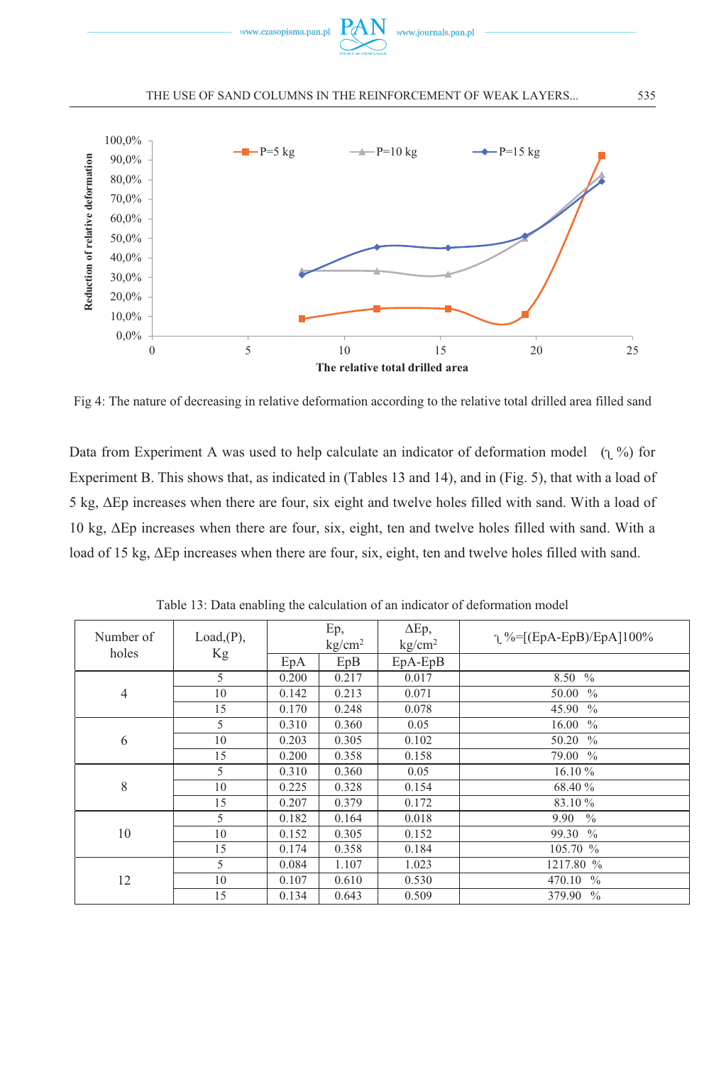Fig 4: The nature of decreasing in relative deformation according to the relative total drilled area filled sand

Data from Experiment A was used to help calculate an indicator of deformation model (ʅ %) for Experiment B. This shows that, as indicated in (Tables 13 and 14), and in (Fig. 5), that with a load of 5 kg, ΔEp increases when there are four, six eight and twelve holes filled with sand. With a load of 10 kg, ΔEp increases when there are four, six, eight, ten and twelve holes filled with sand. With a load of 15 kg, ΔEp increases when there are four, six, eight, ten and twelve holes filled with sand.

Table 13: Data enabling the calculation of an indicator of deformation model

| Number of holes | Load,(P), Kg | Ep, kg/cm² | | ΔEp, kg/cm² | ʅ %=[(EpA-EpB)/EpA]100% |
|---|---|---|---|---|---|
| | | EpA | EpB | EpA-EpB | |
| 4 | 5 | 0.200 | 0.217 | 0.017 | 8.50 % |
| | 10 | 0.142 | 0.213 | 0.071 | 50.00 % |
| | 15 | 0.170 | 0.248 | 0.078 | 45.90 % |
| 6 | 5 | 0.310 | 0.360 | 0.05 | 16.00 % |
| | 10 | 0.203 | 0.305 | 0.102 | 50.20 % |
| | 15 | 0.200 | 0.358 | 0.158 | 79.00 % |
| 8 | 5 | 0.310 | 0.360 | 0.05 | 16.10 % |
| | 10 | 0.225 | 0.328 | 0.154 | 68.40 % |
| | 15 | 0.207 | 0.379 | 0.172 | 83.10 % |
| 10 | 5 | 0.182 | 0.164 | 0.018 | 9.90 % |
| | 10 | 0.152 | 0.305 | 0.152 | 99.30 % |
| | 15 | 0.174 | 0.358 | 0.184 | 105.70 % |
| 12 | 5 | 0.084 | 1.107 | 1.023 | 1217.80 % |
| | 10 | 0.107 | 0.610 | 0.530 | 470.10 % |
| | 15 | 0.134 | 0.643 | 0.509 | 379.90 % |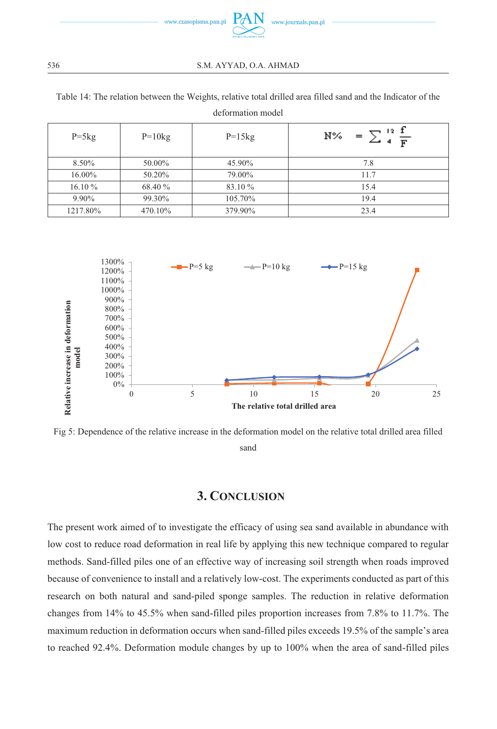Table 14: The relation between the Weights, relative total drilled area filled sand and the Indicator of the deformation model

| P=5kg | P=10kg | P=15kg | $N\% = \sum_{4}^{12} \frac{f}{F}$ |
|---|---|---|---|
| 8.50% | 50.00% | 45.90% | 7.8 |
| 16.00% | 50.20% | 79.00% | 11.7 |
| 16.10 % | 68.40 % | 83.10 % | 15.4 |
| 9.90% | 99.30% | 105.70% | 19.4 |
| 1217.80% | 470.10% | 379.90% | 23.4 |

Fig 5: Dependence of the relative increase in the deformation model on the relative total drilled area filled sand

## 3. Conclusion

The present work aimed of to investigate the efficacy of using sea sand available in abundance with low cost to reduce road deformation in real life by applying this new technique compared to regular methods. Sand-filled piles one of an effective way of increasing soil strength when roads improved because of convenience to install and a relatively low-cost. The experiments conducted as part of this research on both natural and sand-piled sponge samples. The reduction in relative deformation changes from 14% to 45.5% when sand-filled piles proportion increases from 7.8% to 11.7%. The maximum reduction in deformation occurs when sand-filled piles exceeds 19.5% of the sample's area to reached 92.4%. Deformation module changes by up to 100% when the area of sand-filled piles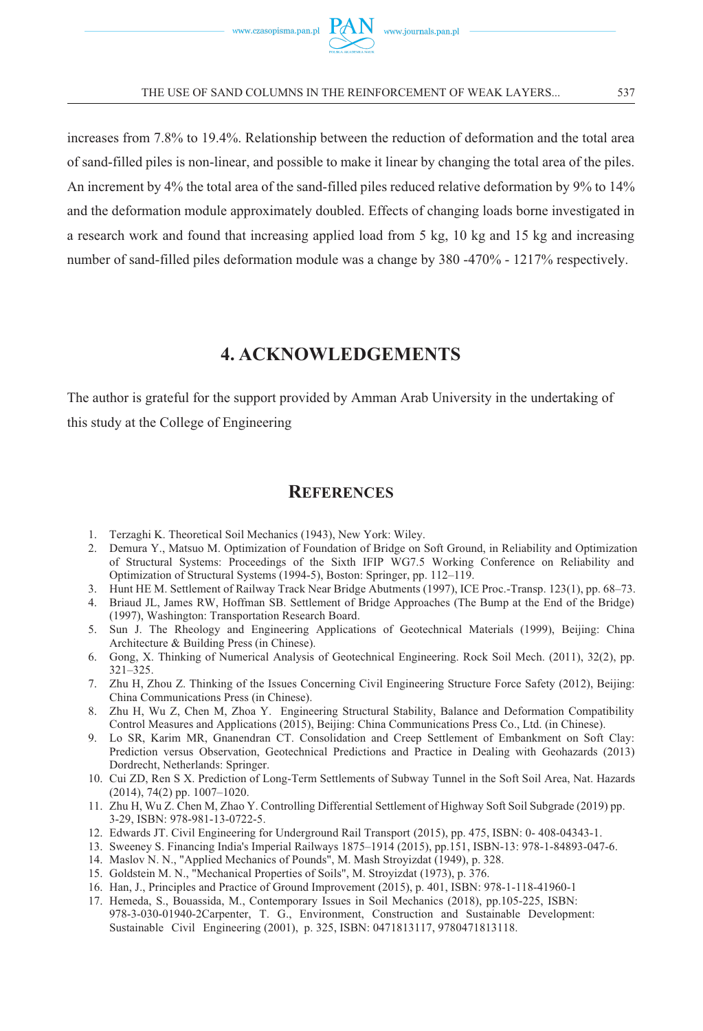increases from 7.8% to 19.4%. Relationship between the reduction of deformation and the total area of sand-filled piles is non-linear, and possible to make it linear by changing the total area of the piles. An increment by 4% the total area of the sand-filled piles reduced relative deformation by 9% to 14% and the deformation module approximately doubled. Effects of changing loads borne investigated in a research work and found that increasing applied load from 5 kg, 10 kg and 15 kg and increasing number of sand-filled piles deformation module was a change by 380 -470% - 1217% respectively.

## 4. ACKNOWLEDGEMENTS

The author is grateful for the support provided by Amman Arab University in the undertaking of this study at the College of Engineering

## REFERENCES

1. Terzaghi K. Theoretical Soil Mechanics (1943), New York: Wiley.
2. Demura Y., Matsuo M. Optimization of Foundation of Bridge on Soft Ground, in Reliability and Optimization of Structural Systems: Proceedings of the Sixth IFIP WG7.5 Working Conference on Reliability and Optimization of Structural Systems (1994-5), Boston: Springer, pp. 112–119.
3. Hunt HE M. Settlement of Railway Track Near Bridge Abutments (1997), ICE Proc.-Transp. 123(1), pp. 68–73.
4. Briaud JL, James RW, Hoffman SB. Settlement of Bridge Approaches (The Bump at the End of the Bridge) (1997), Washington: Transportation Research Board.
5. Sun J. The Rheology and Engineering Applications of Geotechnical Materials (1999), Beijing: China Architecture & Building Press (in Chinese).
6. Gong, X. Thinking of Numerical Analysis of Geotechnical Engineering. Rock Soil Mech. (2011), 32(2), pp. 321–325.
7. Zhu H, Zhou Z. Thinking of the Issues Concerning Civil Engineering Structure Force Safety (2012), Beijing: China Communications Press (in Chinese).
8. Zhu H, Wu Z, Chen M, Zhoa Y. Engineering Structural Stability, Balance and Deformation Compatibility Control Measures and Applications (2015), Beijing: China Communications Press Co., Ltd. (in Chinese).
9. Lo SR, Karim MR, Gnanendran CT. Consolidation and Creep Settlement of Embankment on Soft Clay: Prediction versus Observation, Geotechnical Predictions and Practice in Dealing with Geohazards (2013) Dordrecht, Netherlands: Springer.
10. Cui ZD, Ren S X. Prediction of Long-Term Settlements of Subway Tunnel in the Soft Soil Area, Nat. Hazards (2014), 74(2) pp. 1007–1020.
11. Zhu H, Wu Z. Chen M, Zhao Y. Controlling Differential Settlement of Highway Soft Soil Subgrade (2019) pp. 3-29, ISBN: 978-981-13-0722-5.
12. Edwards JT. Civil Engineering for Underground Rail Transport (2015), pp. 475, ISBN: 0- 408-04343-1.
13. Sweeney S. Financing India's Imperial Railways 1875–1914 (2015), pp.151, ISBN-13: 978-1-84893-047-6.
14. Maslov N. N., "Applied Mechanics of Pounds", M. Mash Stroyizdat (1949), p. 328.
15. Goldstein M. N., "Mechanical Properties of Soils", M. Stroyizdat (1973), p. 376.
16. Han, J., Principles and Practice of Ground Improvement (2015), p. 401, ISBN: 978-1-118-41960-1
17. Hemeda, S., Bouassida, M., Contemporary Issues in Soil Mechanics (2018), pp.105-225, ISBN: 978-3-030-01940-2Carpenter, T. G., Environment, Construction and Sustainable Development: Sustainable Civil Engineering (2001), p. 325, ISBN: 0471813117, 9780471813118.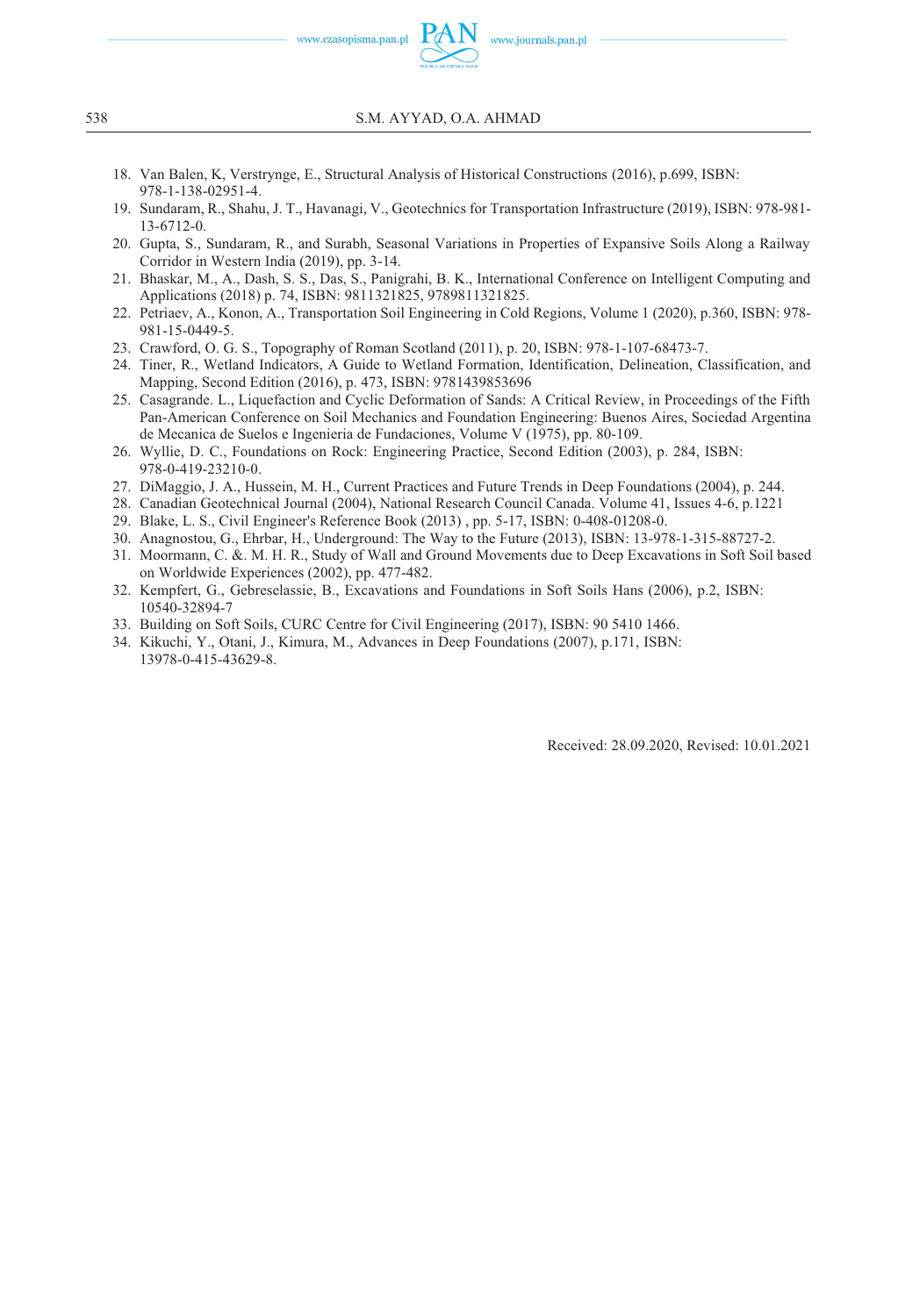18. Van Balen, K, Verstrynge, E., Structural Analysis of Historical Constructions (2016), p.699, ISBN: 978-1-138-02951-4.
19. Sundaram, R., Shahu, J. T., Havanagi, V., Geotechnics for Transportation Infrastructure (2019), ISBN: 978-981-13-6712-0.
20. Gupta, S., Sundaram, R., and Surabh, Seasonal Variations in Properties of Expansive Soils Along a Railway Corridor in Western India (2019), pp. 3-14.
21. Bhaskar, M., A., Dash, S. S., Das, S., Panigrahi, B. K., International Conference on Intelligent Computing and Applications (2018) p. 74, ISBN: 9811321825, 9789811321825.
22. Petriaev, A., Konon, A., Transportation Soil Engineering in Cold Regions, Volume 1 (2020), p.360, ISBN: 978-981-15-0449-5.
23. Crawford, O. G. S., Topography of Roman Scotland (2011), p. 20, ISBN: 978-1-107-68473-7.
24. Tiner, R., Wetland Indicators, A Guide to Wetland Formation, Identification, Delineation, Classification, and Mapping, Second Edition (2016), p. 473, ISBN: 9781439853696
25. Casagrande. L., Liquefaction and Cyclic Deformation of Sands: A Critical Review, in Proceedings of the Fifth Pan-American Conference on Soil Mechanics and Foundation Engineering: Buenos Aires, Sociedad Argentina de Mecanica de Suelos e Ingenieria de Fundaciones, Volume V (1975), pp. 80-109.
26. Wyllie, D. C., Foundations on Rock: Engineering Practice, Second Edition (2003), p. 284, ISBN: 978-0-419-23210-0.
27. DiMaggio, J. A., Hussein, M. H., Current Practices and Future Trends in Deep Foundations (2004), p. 244.
28. Canadian Geotechnical Journal (2004), National Research Council Canada. Volume 41, Issues 4-6, p.1221
29. Blake, L. S., Civil Engineer's Reference Book (2013) , pp. 5-17, ISBN: 0-408-01208-0.
30. Anagnostou, G., Ehrbar, H., Underground: The Way to the Future (2013), ISBN: 13-978-1-315-88727-2.
31. Moormann, C. &. M. H. R., Study of Wall and Ground Movements due to Deep Excavations in Soft Soil based on Worldwide Experiences (2002), pp. 477-482.
32. Kempfert, G., Gebreselassie, B., Excavations and Foundations in Soft Soils Hans (2006), p.2, ISBN: 10540-32894-7
33. Building on Soft Soils, CURC Centre for Civil Engineering (2017), ISBN: 90 5410 1466.
34. Kikuchi, Y., Otani, J., Kimura, M., Advances in Deep Foundations (2007), p.171, ISBN: 13978-0-415-43629-8.

Received: 28.09.2020, Revised: 10.01.2021